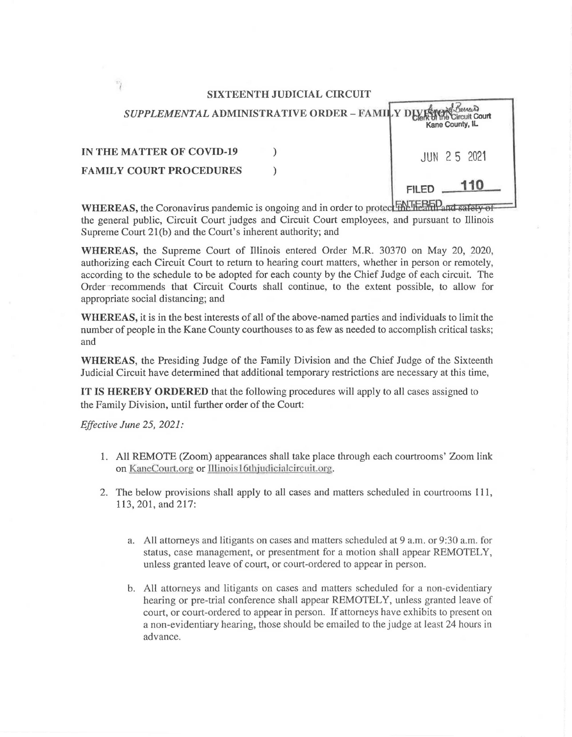# SIXTEENTH JUDICIAL CIRCUIT

## *SUPPLEMENTAL* ADMINISTRATIVE ORDER – FAMILY DIVISION

Clerk of the Circuit Court
Kane County, IL

JUN 25 2021

FILED 110

ENTERED

**IN THE MATTER OF COVID-19** )
**FAMILY COURT PROCEDURES** )

**WHEREAS,** the Coronavirus pandemic is ongoing and in order to protect the health and safety of the general public, Circuit Court judges and Circuit Court employees, and pursuant to Illinois Supreme Court 21(b) and the Court's inherent authority; and

**WHEREAS,** the Supreme Court of Illinois entered Order M.R. 30370 on May 20, 2020, authorizing each Circuit Court to return to hearing court matters, whether in person or remotely, according to the schedule to be adopted for each county by the Chief Judge of each circuit. The Order recommends that Circuit Courts shall continue, to the extent possible, to allow for appropriate social distancing; and

**WHEREAS,** it is in the best interests of all of the above-named parties and individuals to limit the number of people in the Kane County courthouses to as few as needed to accomplish critical tasks; and

**WHEREAS,** the Presiding Judge of the Family Division and the Chief Judge of the Sixteenth Judicial Circuit have determined that additional temporary restrictions are necessary at this time,

**IT IS HEREBY ORDERED** that the following procedures will apply to all cases assigned to the Family Division, until further order of the Court:

*Effective June 25, 2021:*

1. All REMOTE (Zoom) appearances shall take place through each courtrooms' Zoom link on KaneCourt.org or Illinois16thjudicialcircuit.org.

2. The below provisions shall apply to all cases and matters scheduled in courtrooms 111, 113, 201, and 217:

   a. All attorneys and litigants on cases and matters scheduled at 9 a.m. or 9:30 a.m. for status, case management, or presentment for a motion shall appear REMOTELY, unless granted leave of court, or court-ordered to appear in person.

   b. All attorneys and litigants on cases and matters scheduled for a non-evidentiary hearing or pre-trial conference shall appear REMOTELY, unless granted leave of court, or court-ordered to appear in person. If attorneys have exhibits to present on a non-evidentiary hearing, those should be emailed to the judge at least 24 hours in advance.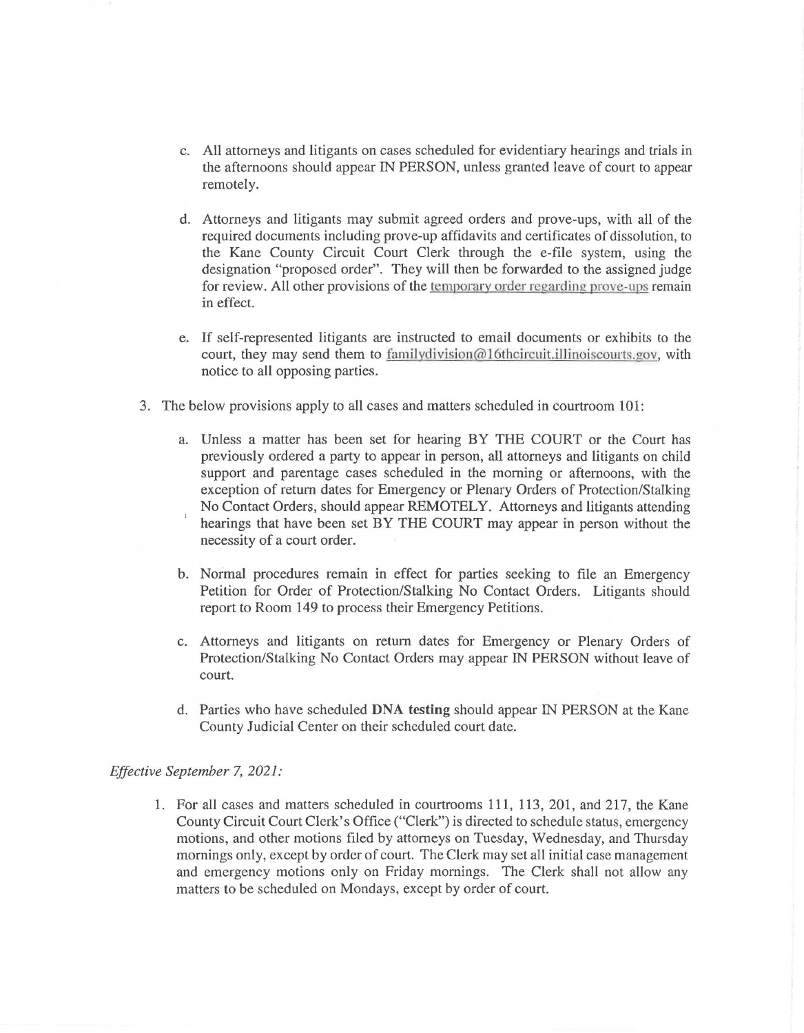c. All attorneys and litigants on cases scheduled for evidentiary hearings and trials in the afternoons should appear IN PERSON, unless granted leave of court to appear remotely.

d. Attorneys and litigants may submit agreed orders and prove-ups, with all of the required documents including prove-up affidavits and certificates of dissolution, to the Kane County Circuit Court Clerk through the e-file system, using the designation "proposed order". They will then be forwarded to the assigned judge for review. All other provisions of the temporary order regarding prove-ups remain in effect.

e. If self-represented litigants are instructed to email documents or exhibits to the court, they may send them to familydivision@16thcircuit.illinoiscourts.gov, with notice to all opposing parties.

3. The below provisions apply to all cases and matters scheduled in courtroom 101:

   a. Unless a matter has been set for hearing BY THE COURT or the Court has previously ordered a party to appear in person, all attorneys and litigants on child support and parentage cases scheduled in the morning or afternoons, with the exception of return dates for Emergency or Plenary Orders of Protection/Stalking No Contact Orders, should appear REMOTELY. Attorneys and litigants attending hearings that have been set BY THE COURT may appear in person without the necessity of a court order.

   b. Normal procedures remain in effect for parties seeking to file an Emergency Petition for Order of Protection/Stalking No Contact Orders. Litigants should report to Room 149 to process their Emergency Petitions.

   c. Attorneys and litigants on return dates for Emergency or Plenary Orders of Protection/Stalking No Contact Orders may appear IN PERSON without leave of court.

   d. Parties who have scheduled **DNA testing** should appear IN PERSON at the Kane County Judicial Center on their scheduled court date.

*Effective September 7, 2021:*

1. For all cases and matters scheduled in courtrooms 111, 113, 201, and 217, the Kane County Circuit Court Clerk's Office ("Clerk") is directed to schedule status, emergency motions, and other motions filed by attorneys on Tuesday, Wednesday, and Thursday mornings only, except by order of court. The Clerk may set all initial case management and emergency motions only on Friday mornings. The Clerk shall not allow any matters to be scheduled on Mondays, except by order of court.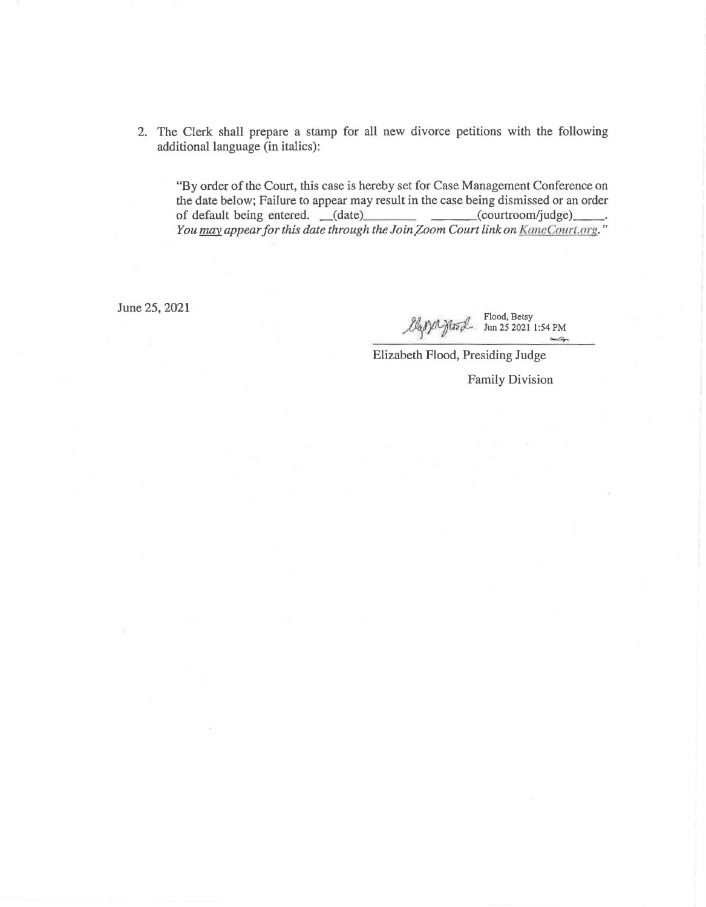2. The Clerk shall prepare a stamp for all new divorce petitions with the following additional language (in italics):

   "By order of the Court, this case is hereby set for Case Management Conference on the date below; Failure to appear may result in the case being dismissed or an order of default being entered. __(date)________ _______(courtroom/judge)_____. *You may appear for this date through the Join Zoom Court link on KaneCourt.org.*"

June 25, 2021

Flood, Betsy
Jun 25 2021 1:54 PM

Elizabeth Flood, Presiding Judge

Family Division